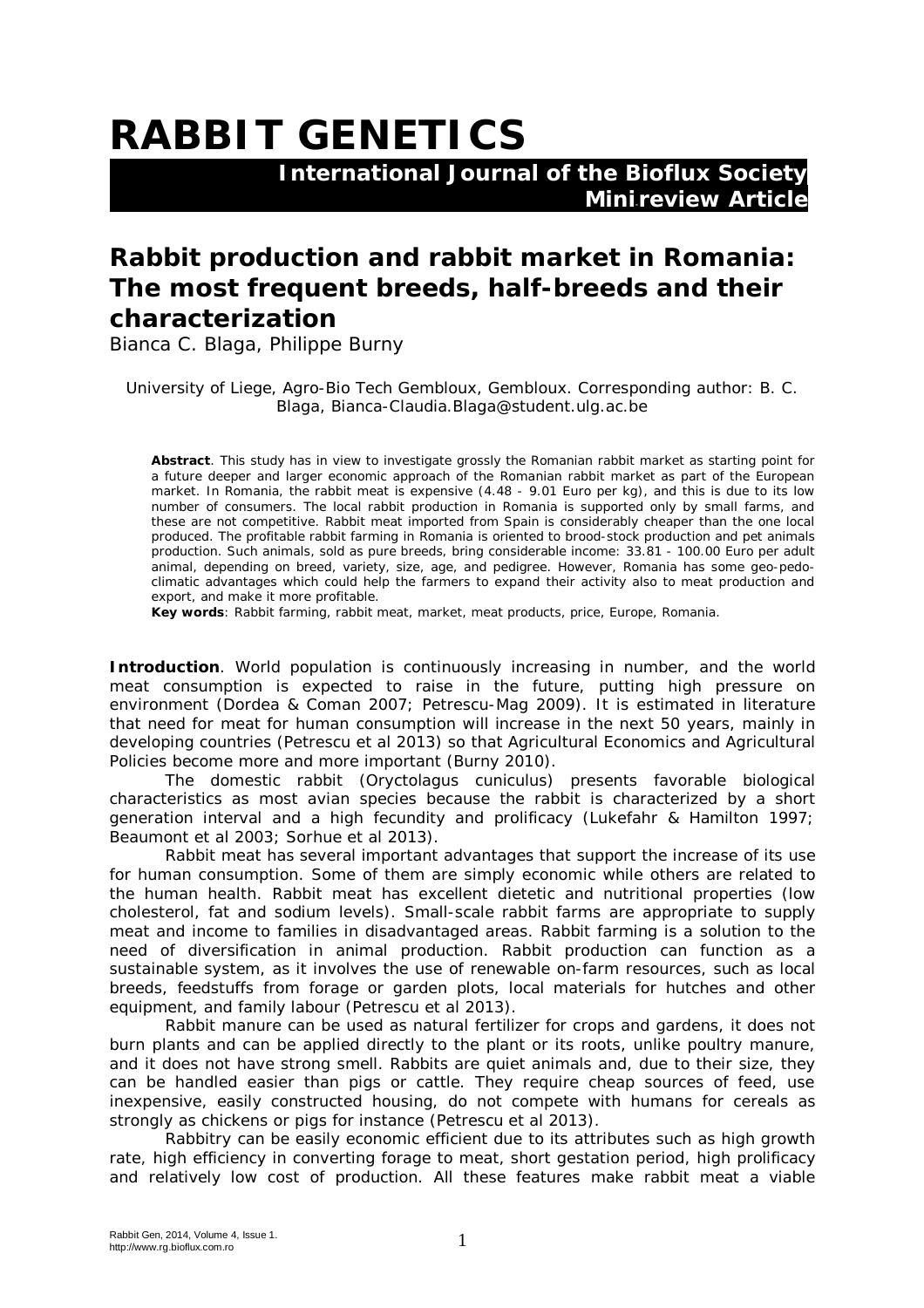# RABBIT GENETICS

**International Journal of the Bioflux Society**
**Mini-review Article**

## Rabbit production and rabbit market in Romania: The most frequent breeds, half-breeds and their characterization

Bianca C. Blaga, Philippe Burny

University of Liege, Agro-Bio Tech Gembloux, Gembloux. Corresponding author: B. C. Blaga, Bianca-Claudia.Blaga@student.ulg.ac.be

**Abstract**. This study has in view to investigate grossly the Romanian rabbit market as starting point for a future deeper and larger economic approach of the Romanian rabbit market as part of the European market. In Romania, the rabbit meat is expensive (4.48 - 9.01 Euro per kg), and this is due to its low number of consumers. The local rabbit production in Romania is supported only by small farms, and these are not competitive. Rabbit meat imported from Spain is considerably cheaper than the one local produced. The profitable rabbit farming in Romania is oriented to brood-stock production and pet animals production. Such animals, sold as pure breeds, bring considerable income: 33.81 - 100.00 Euro per adult animal, depending on breed, variety, size, age, and pedigree. However, Romania has some geo-pedo-climatic advantages which could help the farmers to expand their activity also to meat production and export, and make it more profitable.

**Key words**: Rabbit farming, rabbit meat, market, meat products, price, Europe, Romania.

**Introduction**. World population is continuously increasing in number, and the world meat consumption is expected to raise in the future, putting high pressure on environment (Dordea & Coman 2007; Petrescu-Mag 2009). It is estimated in literature that need for meat for human consumption will increase in the next 50 years, mainly in developing countries (Petrescu et al 2013) so that Agricultural Economics and Agricultural Policies become more and more important (Burny 2010).

The domestic rabbit (*Oryctolagus cuniculus*) presents favorable biological characteristics as most avian species because the rabbit is characterized by a short generation interval and a high fecundity and prolificacy (Lukefahr & Hamilton 1997; Beaumont et al 2003; Sorhue et al 2013).

Rabbit meat has several important advantages that support the increase of its use for human consumption. Some of them are simply economic while others are related to the human health. Rabbit meat has excellent dietetic and nutritional properties (low cholesterol, fat and sodium levels). Small-scale rabbit farms are appropriate to supply meat and income to families in disadvantaged areas. Rabbit farming is a solution to the need of diversification in animal production. Rabbit production can function as a sustainable system, as it involves the use of renewable on-farm resources, such as local breeds, feedstuffs from forage or garden plots, local materials for hutches and other equipment, and family labour (Petrescu et al 2013).

Rabbit manure can be used as natural fertilizer for crops and gardens, it does not burn plants and can be applied directly to the plant or its roots, unlike poultry manure, and it does not have strong smell. Rabbits are quiet animals and, due to their size, they can be handled easier than pigs or cattle. They require cheap sources of feed, use inexpensive, easily constructed housing, do not compete with humans for cereals as strongly as chickens or pigs for instance (Petrescu et al 2013).

Rabbitry can be easily economic efficient due to its attributes such as high growth rate, high efficiency in converting forage to meat, short gestation period, high prolificacy and relatively low cost of production. All these features make rabbit meat a viable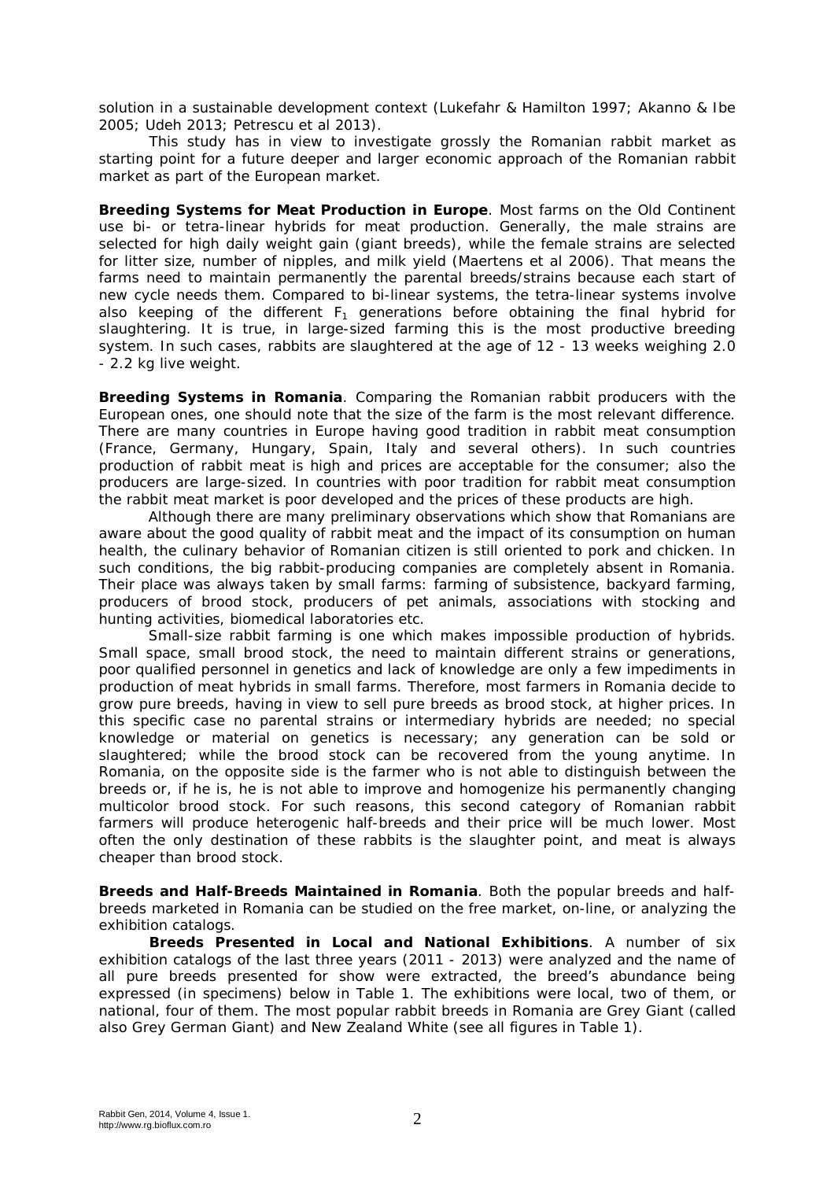solution in a sustainable development context (Lukefahr & Hamilton 1997; Akanno & Ibe 2005; Udeh 2013; Petrescu et al 2013).

This study has in view to investigate grossly the Romanian rabbit market as starting point for a future deeper and larger economic approach of the Romanian rabbit market as part of the European market.

**Breeding Systems for Meat Production in Europe**. Most farms on the Old Continent use bi- or tetra-linear hybrids for meat production. Generally, the male strains are selected for high daily weight gain (giant breeds), while the female strains are selected for litter size, number of nipples, and milk yield (Maertens et al 2006). That means the farms need to maintain permanently the parental breeds/strains because each start of new cycle needs them. Compared to bi-linear systems, the tetra-linear systems involve also keeping of the different $F_1$ generations before obtaining the final hybrid for slaughtering. It is true, in large-sized farming this is the most productive breeding system. In such cases, rabbits are slaughtered at the age of 12 - 13 weeks weighing 2.0 - 2.2 kg live weight.

**Breeding Systems in Romania**. Comparing the Romanian rabbit producers with the European ones, one should note that the size of the farm is the most relevant difference. There are many countries in Europe having good tradition in rabbit meat consumption (France, Germany, Hungary, Spain, Italy and several others). In such countries production of rabbit meat is high and prices are acceptable for the consumer; also the producers are large-sized. In countries with poor tradition for rabbit meat consumption the rabbit meat market is poor developed and the prices of these products are high.

Although there are many preliminary observations which show that Romanians are aware about the good quality of rabbit meat and the impact of its consumption on human health, the culinary behavior of Romanian citizen is still oriented to pork and chicken. In such conditions, the big rabbit-producing companies are completely absent in Romania. Their place was always taken by small farms: farming of subsistence, backyard farming, producers of brood stock, producers of pet animals, associations with stocking and hunting activities, biomedical laboratories etc.

Small-size rabbit farming is one which makes impossible production of hybrids. Small space, small brood stock, the need to maintain different strains or generations, poor qualified personnel in genetics and lack of knowledge are only a few impediments in production of meat hybrids in small farms. Therefore, most farmers in Romania decide to grow pure breeds, having in view to sell pure breeds as brood stock, at higher prices. In this specific case no parental strains or intermediary hybrids are needed; no special knowledge or material on genetics is necessary; any generation can be sold or slaughtered; while the brood stock can be recovered from the young anytime. In Romania, on the opposite side is the farmer who is not able to distinguish between the breeds or, if he is, he is not able to improve and homogenize his permanently changing multicolor brood stock. For such reasons, this second category of Romanian rabbit farmers will produce heterogenic half-breeds and their price will be much lower. Most often the only destination of these rabbits is the slaughter point, and meat is always cheaper than brood stock.

**Breeds and Half-Breeds Maintained in Romania**. Both the popular breeds and half-breeds marketed in Romania can be studied on the free market, on-line, or analyzing the exhibition catalogs.

**Breeds Presented in Local and National Exhibitions**. A number of six exhibition catalogs of the last three years (2011 - 2013) were analyzed and the name of all pure breeds presented for show were extracted, the breed's abundance being expressed (in specimens) below in Table 1. The exhibitions were local, two of them, or national, four of them. The most popular rabbit breeds in Romania are Grey Giant (called also Grey German Giant) and New Zealand White (see all figures in Table 1).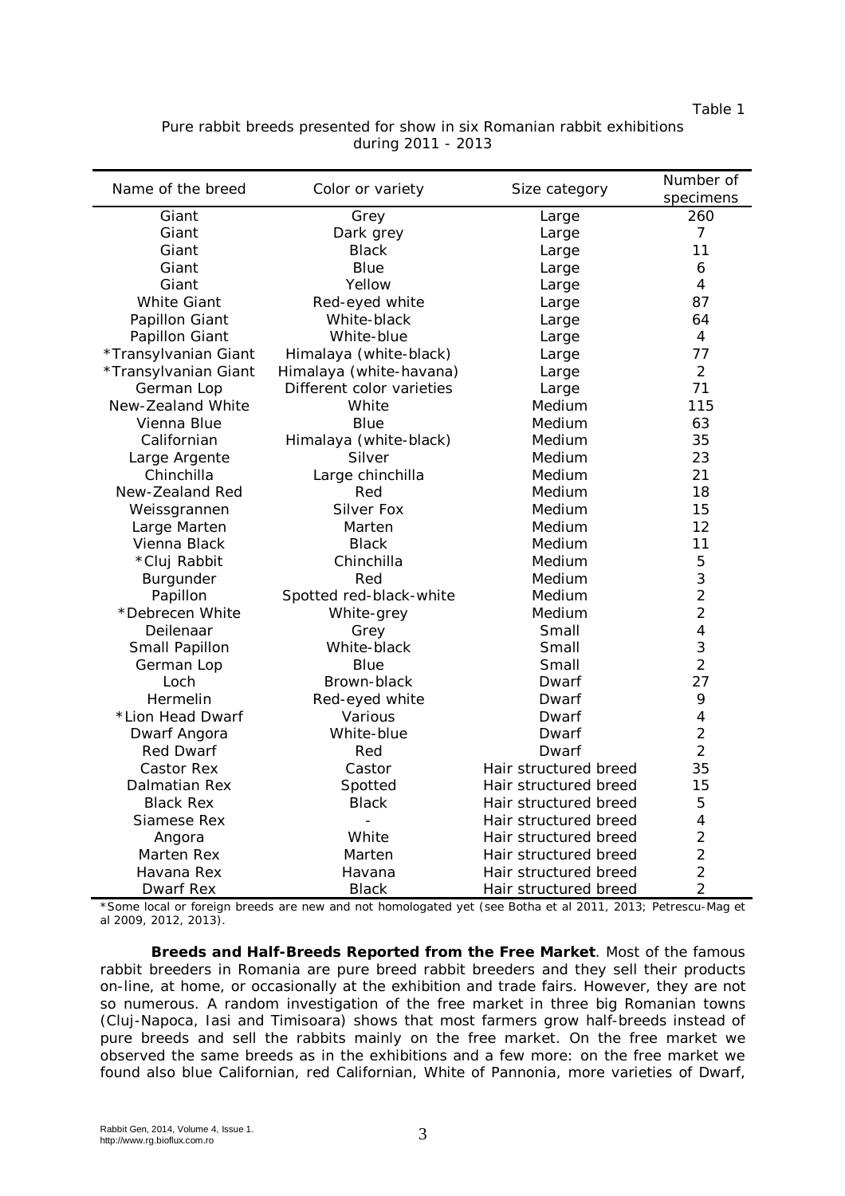Table 1

Pure rabbit breeds presented for show in six Romanian rabbit exhibitions during 2011 - 2013

| Name of the breed | Color or variety | Size category | Number of specimens |
|---|---|---|---|
| Giant | Grey | Large | 260 |
| Giant | Dark grey | Large | 7 |
| Giant | Black | Large | 11 |
| Giant | Blue | Large | 6 |
| Giant | Yellow | Large | 4 |
| White Giant | Red-eyed white | Large | 87 |
| Papillon Giant | White-black | Large | 64 |
| Papillon Giant | White-blue | Large | 4 |
| *Transylvanian Giant | Himalaya (white-black) | Large | 77 |
| *Transylvanian Giant | Himalaya (white-havana) | Large | 2 |
| German Lop | Different color varieties | Large | 71 |
| New-Zealand White | White | Medium | 115 |
| Vienna Blue | Blue | Medium | 63 |
| Californian | Himalaya (white-black) | Medium | 35 |
| Large Argente | Silver | Medium | 23 |
| Chinchilla | Large chinchilla | Medium | 21 |
| New-Zealand Red | Red | Medium | 18 |
| Weissgrannen | Silver Fox | Medium | 15 |
| Large Marten | Marten | Medium | 12 |
| Vienna Black | Black | Medium | 11 |
| *Cluj Rabbit | Chinchilla | Medium | 5 |
| Burgunder | Red | Medium | 3 |
| Papillon | Spotted red-black-white | Medium | 2 |
| *Debrecen White | White-grey | Medium | 2 |
| Deilenaar | Grey | Small | 4 |
| Small Papillon | White-black | Small | 3 |
| German Lop | Blue | Small | 2 |
| Loch | Brown-black | Dwarf | 27 |
| Hermelin | Red-eyed white | Dwarf | 9 |
| *Lion Head Dwarf | Various | Dwarf | 4 |
| Dwarf Angora | White-blue | Dwarf | 2 |
| Red Dwarf | Red | Dwarf | 2 |
| Castor Rex | Castor | Hair structured breed | 35 |
| Dalmatian Rex | Spotted | Hair structured breed | 15 |
| Black Rex | Black | Hair structured breed | 5 |
| Siamese Rex | - | Hair structured breed | 4 |
| Angora | White | Hair structured breed | 2 |
| Marten Rex | Marten | Hair structured breed | 2 |
| Havana Rex | Havana | Hair structured breed | 2 |
| Dwarf Rex | Black | Hair structured breed | 2 |

*Some local or foreign breeds are new and not homologated yet (see Botha et al 2011, 2013; Petrescu-Mag et al 2009, 2012, 2013).

**Breeds and Half-Breeds Reported from the Free Market**. Most of the famous rabbit breeders in Romania are pure breed rabbit breeders and they sell their products on-line, at home, or occasionally at the exhibition and trade fairs. However, they are not so numerous. A random investigation of the free market in three big Romanian towns (Cluj-Napoca, Iasi and Timisoara) shows that most farmers grow half-breeds instead of pure breeds and sell the rabbits mainly on the free market. On the free market we observed the same breeds as in the exhibitions and a few more: on the free market we found also blue Californian, red Californian, White of Pannonia, more varieties of Dwarf,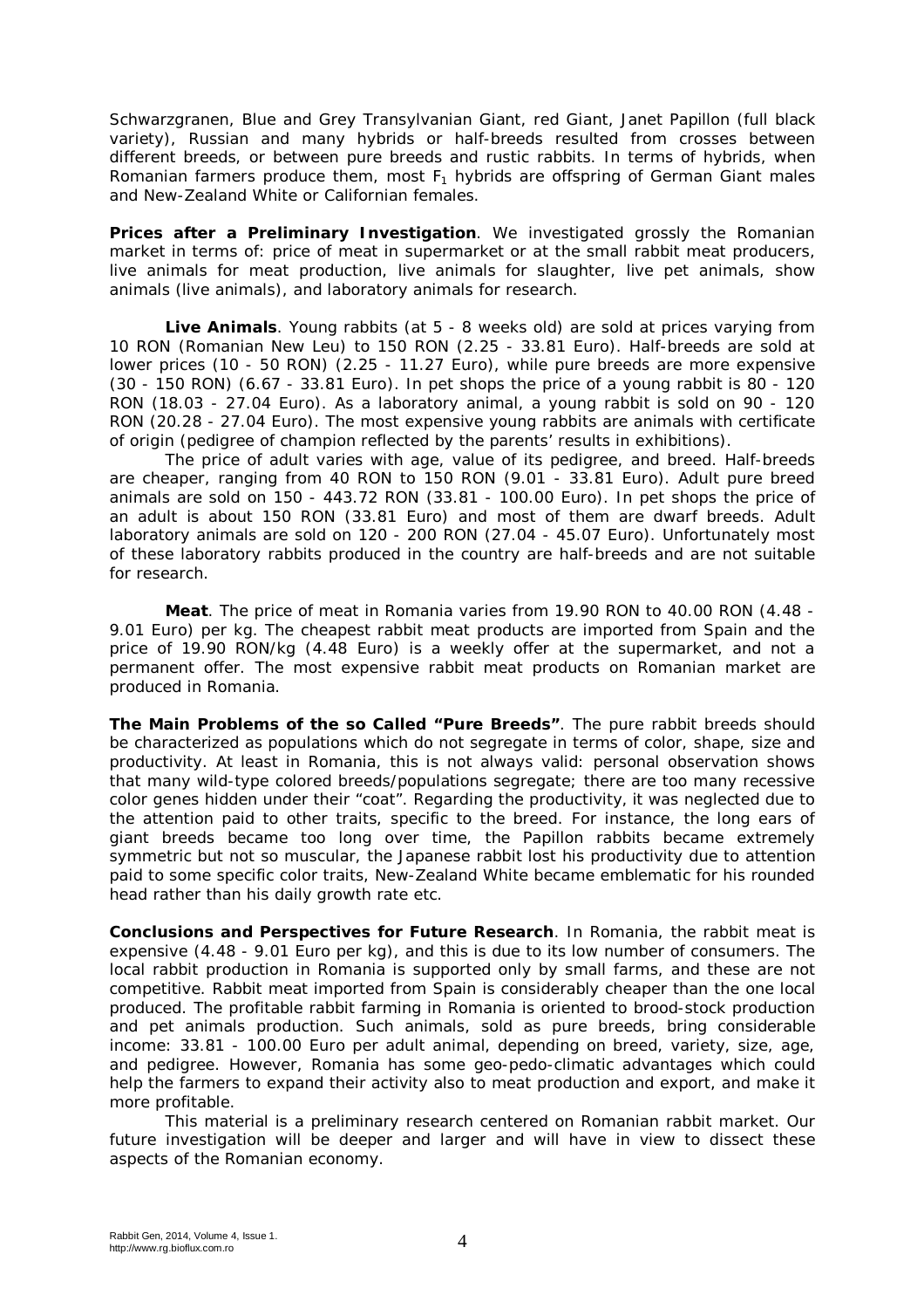Schwarzgranen, Blue and Grey Transylvanian Giant, red Giant, Janet Papillon (full black variety), Russian and many hybrids or half-breeds resulted from crosses between different breeds, or between pure breeds and rustic rabbits. In terms of hybrids, when Romanian farmers produce them, most $F_1$ hybrids are offspring of German Giant males and New-Zealand White or Californian females.

**Prices after a Preliminary Investigation**. We investigated grossly the Romanian market in terms of: price of meat in supermarket or at the small rabbit meat producers, live animals for meat production, live animals for slaughter, live pet animals, show animals (live animals), and laboratory animals for research.

**Live Animals**. Young rabbits (at 5 - 8 weeks old) are sold at prices varying from 10 RON (Romanian New Leu) to 150 RON (2.25 - 33.81 Euro). Half-breeds are sold at lower prices (10 - 50 RON) (2.25 - 11.27 Euro), while pure breeds are more expensive (30 - 150 RON) (6.67 - 33.81 Euro). In pet shops the price of a young rabbit is 80 - 120 RON (18.03 - 27.04 Euro). As a laboratory animal, a young rabbit is sold on 90 - 120 RON (20.28 - 27.04 Euro). The most expensive young rabbits are animals with certificate of origin (pedigree of champion reflected by the parents' results in exhibitions).

The price of adult varies with age, value of its pedigree, and breed. Half-breeds are cheaper, ranging from 40 RON to 150 RON (9.01 - 33.81 Euro). Adult pure breed animals are sold on 150 - 443.72 RON (33.81 - 100.00 Euro). In pet shops the price of an adult is about 150 RON (33.81 Euro) and most of them are dwarf breeds. Adult laboratory animals are sold on 120 - 200 RON (27.04 - 45.07 Euro). Unfortunately most of these laboratory rabbits produced in the country are half-breeds and are not suitable for research.

**Meat**. The price of meat in Romania varies from 19.90 RON to 40.00 RON (4.48 - 9.01 Euro) per kg. The cheapest rabbit meat products are imported from Spain and the price of 19.90 RON/kg (4.48 Euro) is a weekly offer at the supermarket, and not a permanent offer. The most expensive rabbit meat products on Romanian market are produced in Romania.

**The Main Problems of the so Called "Pure Breeds"**. The pure rabbit breeds should be characterized as populations which do not segregate in terms of color, shape, size and productivity. At least in Romania, this is not always valid: personal observation shows that many wild-type colored breeds/populations segregate; there are too many recessive color genes hidden under their "coat". Regarding the productivity, it was neglected due to the attention paid to other traits, specific to the breed. For instance, the long ears of giant breeds became too long over time, the Papillon rabbits became extremely symmetric but not so muscular, the Japanese rabbit lost his productivity due to attention paid to some specific color traits, New-Zealand White became emblematic for his rounded head rather than his daily growth rate etc.

**Conclusions and Perspectives for Future Research**. In Romania, the rabbit meat is expensive (4.48 - 9.01 Euro per kg), and this is due to its low number of consumers. The local rabbit production in Romania is supported only by small farms, and these are not competitive. Rabbit meat imported from Spain is considerably cheaper than the one local produced. The profitable rabbit farming in Romania is oriented to brood-stock production and pet animals production. Such animals, sold as pure breeds, bring considerable income: 33.81 - 100.00 Euro per adult animal, depending on breed, variety, size, age, and pedigree. However, Romania has some geo-pedo-climatic advantages which could help the farmers to expand their activity also to meat production and export, and make it more profitable.

This material is a preliminary research centered on Romanian rabbit market. Our future investigation will be deeper and larger and will have in view to dissect these aspects of the Romanian economy.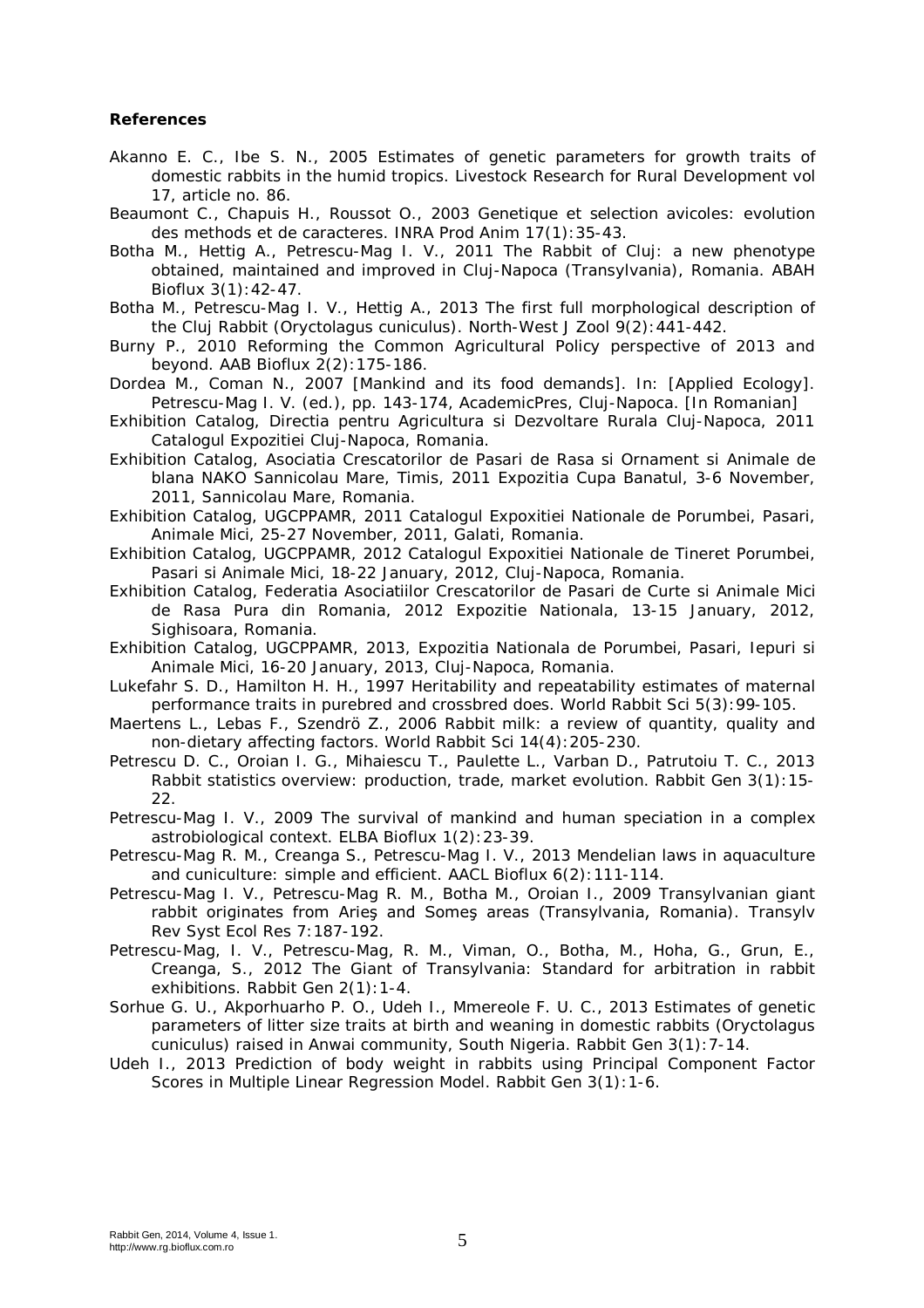**References**

Akanno E. C., Ibe S. N., 2005 Estimates of genetic parameters for growth traits of domestic rabbits in the humid tropics. Livestock Research for Rural Development vol 17, article no. 86.

Beaumont C., Chapuis H., Roussot O., 2003 Genetique et selection avicoles: evolution des methods et de caracteres. INRA Prod Anim 17(1):35-43.

Botha M., Hettig A., Petrescu-Mag I. V., 2011 The Rabbit of Cluj: a new phenotype obtained, maintained and improved in Cluj-Napoca (Transylvania), Romania. ABAH Bioflux 3(1):42-47.

Botha M., Petrescu-Mag I. V., Hettig A., 2013 The first full morphological description of the Cluj Rabbit (Oryctolagus cuniculus). North-West J Zool 9(2):441-442.

Burny P., 2010 Reforming the Common Agricultural Policy perspective of 2013 and beyond. AAB Bioflux 2(2):175-186.

Dordea M., Coman N., 2007 [Mankind and its food demands]. In: [Applied Ecology]. Petrescu-Mag I. V. (ed.), pp. 143-174, AcademicPres, Cluj-Napoca. [In Romanian]

Exhibition Catalog, Directia pentru Agricultura si Dezvoltare Rurala Cluj-Napoca, 2011 Catalogul Expozitiei Cluj-Napoca, Romania.

Exhibition Catalog, Asociatia Crescatorilor de Pasari de Rasa si Ornament si Animale de blana NAKO Sannicolau Mare, Timis, 2011 Expozitia Cupa Banatul, 3-6 November, 2011, Sannicolau Mare, Romania.

Exhibition Catalog, UGCPPAMR, 2011 Catalogul Expoxitiei Nationale de Porumbei, Pasari, Animale Mici, 25-27 November, 2011, Galati, Romania.

Exhibition Catalog, UGCPPAMR, 2012 Catalogul Expoxitiei Nationale de Tineret Porumbei, Pasari si Animale Mici, 18-22 January, 2012, Cluj-Napoca, Romania.

Exhibition Catalog, Federatia Asociatiilor Crescatorilor de Pasari de Curte si Animale Mici de Rasa Pura din Romania, 2012 Expozitie Nationala, 13-15 January, 2012, Sighisoara, Romania.

Exhibition Catalog, UGCPPAMR, 2013, Expozitia Nationala de Porumbei, Pasari, Iepuri si Animale Mici, 16-20 January, 2013, Cluj-Napoca, Romania.

Lukefahr S. D., Hamilton H. H., 1997 Heritability and repeatability estimates of maternal performance traits in purebred and crossbred does. World Rabbit Sci 5(3):99-105.

Maertens L., Lebas F., Szendrö Z., 2006 Rabbit milk: a review of quantity, quality and non-dietary affecting factors. World Rabbit Sci 14(4):205-230.

Petrescu D. C., Oroian I. G., Mihaiescu T., Paulette L., Varban D., Patrutoiu T. C., 2013 Rabbit statistics overview: production, trade, market evolution. Rabbit Gen 3(1):15-22.

Petrescu-Mag I. V., 2009 The survival of mankind and human speciation in a complex astrobiological context. ELBA Bioflux 1(2):23-39.

Petrescu-Mag R. M., Creanga S., Petrescu-Mag I. V., 2013 Mendelian laws in aquaculture and cuniculture: simple and efficient. AACL Bioflux 6(2):111-114.

Petrescu-Mag I. V., Petrescu-Mag R. M., Botha M., Oroian I., 2009 Transylvanian giant rabbit originates from Arieş and Someş areas (Transylvania, Romania). Transylv Rev Syst Ecol Res 7:187-192.

Petrescu-Mag, I. V., Petrescu-Mag, R. M., Viman, O., Botha, M., Hoha, G., Grun, E., Creanga, S., 2012 The Giant of Transylvania: Standard for arbitration in rabbit exhibitions. Rabbit Gen 2(1):1-4.

Sorhue G. U., Akporhuarho P. O., Udeh I., Mmereole F. U. C., 2013 Estimates of genetic parameters of litter size traits at birth and weaning in domestic rabbits (Oryctolagus cuniculus) raised in Anwai community, South Nigeria. Rabbit Gen 3(1):7-14.

Udeh I., 2013 Prediction of body weight in rabbits using Principal Component Factor Scores in Multiple Linear Regression Model. Rabbit Gen 3(1):1-6.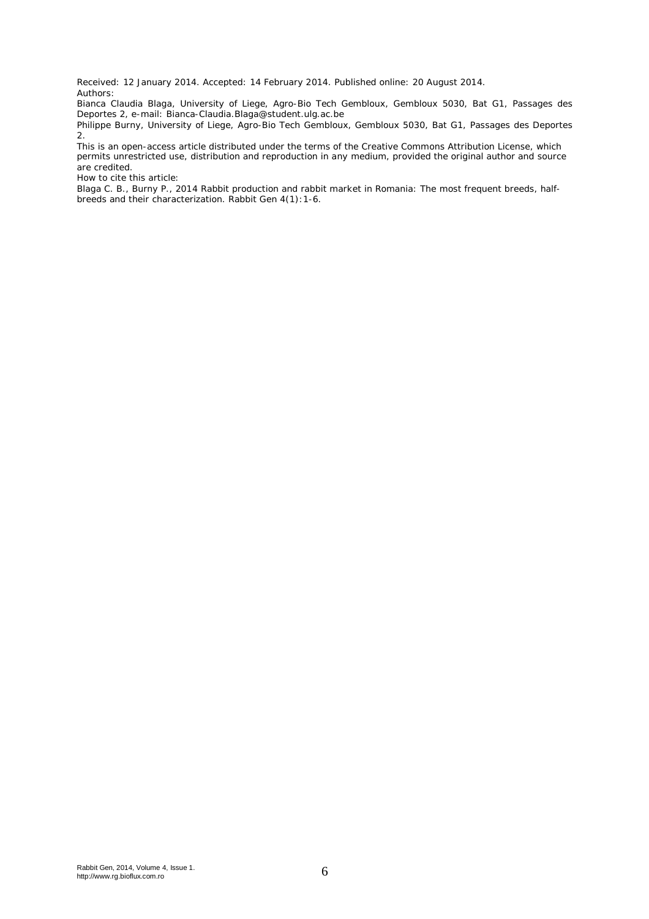Received: 12 January 2014. Accepted: 14 February 2014. Published online: 20 August 2014.

Authors:

Bianca Claudia Blaga, University of Liege, Agro-Bio Tech Gembloux, Gembloux 5030, Bat G1, Passages des Deportes 2, e-mail: Bianca-Claudia.Blaga@student.ulg.ac.be

Philippe Burny, University of Liege, Agro-Bio Tech Gembloux, Gembloux 5030, Bat G1, Passages des Deportes 2.

This is an open-access article distributed under the terms of the Creative Commons Attribution License, which permits unrestricted use, distribution and reproduction in any medium, provided the original author and source are credited.

How to cite this article:

Blaga C. B., Burny P., 2014 Rabbit production and rabbit market in Romania: The most frequent breeds, half-breeds and their characterization. Rabbit Gen 4(1):1-6.